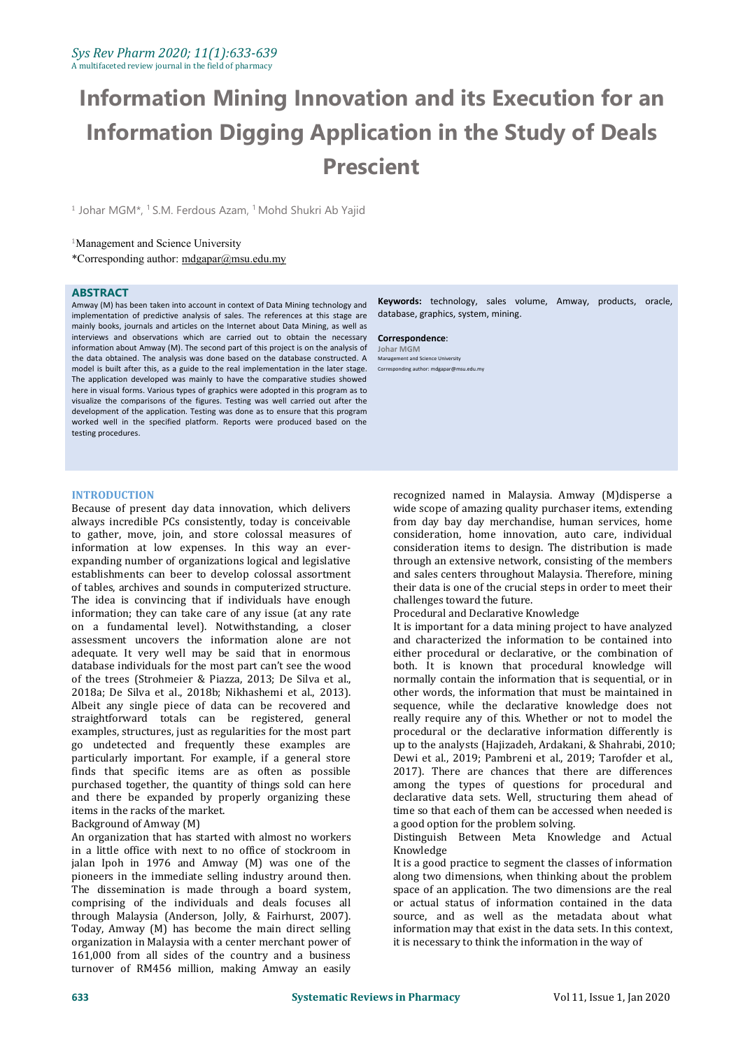# Information Mining Innovation and its Execution for an Information Digging Application in the Study of Deals Prescient

[1] Johar MGM*, [1] S.M. Ferdous Azam, [1] Mohd Shukri Ab Yajid

[1]Management and Science University

*Corresponding author: mdgapar@msu.edu.my

## ABSTRACT

Amway (M) has been taken into account in context of Data Mining technology and implementation of predictive analysis of sales. The references at this stage are mainly books, journals and articles on the Internet about Data Mining, as well as interviews and observations which are carried out to obtain the necessary information about Amway (M). The second part of this project is on the analysis of the data obtained. The analysis was done based on the database constructed. A model is built after this, as a guide to the real implementation in the later stage. The application developed was mainly to have the comparative studies showed here in visual forms. Various types of graphics were adopted in this program as to visualize the comparisons of the figures. Testing was well carried out after the development of the application. Testing was done as to ensure that this program worked well in the specified platform. Reports were produced based on the testing procedures.

**Keywords:** technology, sales volume, Amway, products, oracle, database, graphics, system, mining.

**Correspondence**:
Johar MGM
Management and Science University
Corresponding author: mdgapar@msu.edu.my

## INTRODUCTION

Because of present day data innovation, which delivers always incredible PCs consistently, today is conceivable to gather, move, join, and store colossal measures of information at low expenses. In this way an ever-expanding number of organizations logical and legislative establishments can beer to develop colossal assortment of tables, archives and sounds in computerized structure. The idea is convincing that if individuals have enough information; they can take care of any issue (at any rate on a fundamental level). Notwithstanding, a closer assessment uncovers the information alone are not adequate. It very well may be said that in enormous database individuals for the most part can't see the wood of the trees (Strohmeier & Piazza, 2013; De Silva et al., 2018a; De Silva et al., 2018b; Nikhashemi et al., 2013). Albeit any single piece of data can be recovered and straightforward totals can be registered, general examples, structures, just as regularities for the most part go undetected and frequently these examples are particularly important. For example, if a general store finds that specific items are as often as possible purchased together, the quantity of things sold can here and there be expanded by properly organizing these items in the racks of the market.

Background of Amway (M)

An organization that has started with almost no workers in a little office with next to no office of stockroom in jalan Ipoh in 1976 and Amway (M) was one of the pioneers in the immediate selling industry around then. The dissemination is made through a board system, comprising of the individuals and deals focuses all through Malaysia (Anderson, Jolly, & Fairhurst, 2007). Today, Amway (M) has become the main direct selling organization in Malaysia with a center merchant power of 161,000 from all sides of the country and a business turnover of RM456 million, making Amway an easily recognized named in Malaysia. Amway (M)disperse a wide scope of amazing quality purchaser items, extending from day bay day merchandise, human services, home consideration, home innovation, auto care, individual consideration items to design. The distribution is made through an extensive network, consisting of the members and sales centers throughout Malaysia. Therefore, mining their data is one of the crucial steps in order to meet their challenges toward the future.

Procedural and Declarative Knowledge

It is important for a data mining project to have analyzed and characterized the information to be contained into either procedural or declarative, or the combination of both. It is known that procedural knowledge will normally contain the information that is sequential, or in other words, the information that must be maintained in sequence, while the declarative knowledge does not really require any of this. Whether or not to model the procedural or the declarative information differently is up to the analysts (Hajizadeh, Ardakani, & Shahrabi, 2010; Dewi et al., 2019; Pambreni et al., 2019; Tarofder et al., 2017). There are chances that there are differences among the types of questions for procedural and declarative data sets. Well, structuring them ahead of time so that each of them can be accessed when needed is a good option for the problem solving.

Distinguish Between Meta Knowledge and Actual Knowledge

It is a good practice to segment the classes of information along two dimensions, when thinking about the problem space of an application. The two dimensions are the real or actual status of information contained in the data source, and as well as the metadata about what information may that exist in the data sets. In this context, it is necessary to think the information in the way of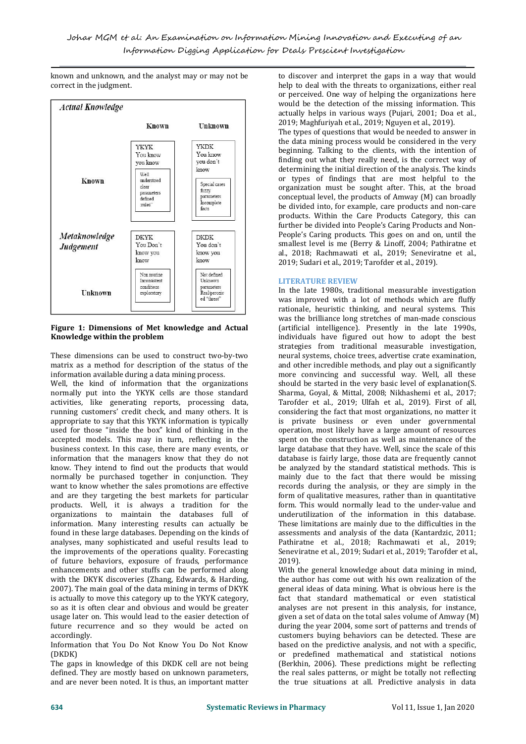known and unknown, and the analyst may or may not be correct in the judgment.

| *Actual Knowledge* | Known | Unknown |
|---|---|---|
| Known | YKYK You know you know — Well understood clear parameters defined "rules" | YKDK You know you don't know — Special cases fuzzy parameters Incomplete facts |
| *Metaknowledge Judgement* Unknown | DKYK You Don't know you know — Non routine Inconsistent conditions exploratory | DKDK You don't know you know — Not defined Unknown parameters Real/perceived "threat" |

**Figure 1: Dimensions of Met knowledge and Actual Knowledge within the problem**

These dimensions can be used to construct two-by-two matrix as a method for description of the status of the information available during a data mining process.

Well, the kind of information that the organizations normally put into the YKYK cells are those standard activities, like generating reports, processing data, running customers' credit check, and many others. It is appropriate to say that this YKYK information is typically used for those "inside the box" kind of thinking in the accepted models. This may in turn, reflecting in the business context. In this case, there are many events, or information that the managers know that they do not know. They intend to find out the products that would normally be purchased together in conjunction. They want to know whether the sales promotions are effective and are they targeting the best markets for particular products. Well, it is always a tradition for the organizations to maintain the databases full of information. Many interesting results can actually be found in these large databases. Depending on the kinds of analyses, many sophisticated and useful results lead to the improvements of the operations quality. Forecasting of future behaviors, exposure of frauds, performance enhancements and other stuffs can be performed along with the DKYK discoveries (Zhang, Edwards, & Harding, 2007). The main goal of the data mining in terms of DKYK is actually to move this category up to the YKYK category, so as it is often clear and obvious and would be greater usage later on. This would lead to the easier detection of future recurrence and so they would be acted on accordingly.

Information that You Do Not Know You Do Not Know (DKDK)

The gaps in knowledge of this DKDK cell are not being defined. They are mostly based on unknown parameters, and are never been noted. It is thus, an important matter to discover and interpret the gaps in a way that would help to deal with the threats to organizations, either real or perceived. One way of helping the organizations here would be the detection of the missing information. This actually helps in various ways (Pujari, 2001; Doa et al., 2019; Maghfuriyah et al., 2019; Nguyen et al., 2019).

The types of questions that would be needed to answer in the data mining process would be considered in the very beginning. Talking to the clients, with the intention of finding out what they really need, is the correct way of determining the initial direction of the analysis. The kinds or types of findings that are most helpful to the organization must be sought after. This, at the broad conceptual level, the products of Amway (M) can broadly be divided into, for example, care products and non-care products. Within the Care Products Category, this can further be divided into People's Caring Products and Non-People's Caring products. This goes on and on, until the smallest level is me (Berry & Linoff, 2004; Pathiratne et al., 2018; Rachmawati et al., 2019; Seneviratne et al., 2019; Sudari et al., 2019; Tarofder et al., 2019).

## LITERATURE REVIEW

In the late 1980s, traditional measurable investigation was improved with a lot of methods which are fluffy rationale, heuristic thinking, and neural systems. This was the brilliance long stretches of man-made conscious (artificial intelligence). Presently in the late 1990s, individuals have figured out how to adopt the best strategies from traditional measurable investigation, neural systems, choice trees, advertise crate examination, and other incredible methods, and play out a significantly more convincing and successful way. Well, all these should be started in the very basic level of explanation(S. Sharma, Goyal, & Mittal, 2008; Nikhashemi et al., 2017; Tarofder et al., 2019; Ulfah et al., 2019). First of all, considering the fact that most organizations, no matter it is private business or even under governmental operation, most likely have a large amount of resources spent on the construction as well as maintenance of the large database that they have. Well, since the scale of this database is fairly large, those data are frequently cannot be analyzed by the standard statistical methods. This is mainly due to the fact that there would be missing records during the analysis, or they are simply in the form of qualitative measures, rather than in quantitative form. This would normally lead to the under-value and underutilization of the information in this database. These limitations are mainly due to the difficulties in the assessments and analysis of the data (Kantardzic, 2011; Pathiratne et al., 2018; Rachmawati et al., 2019; Seneviratne et al., 2019; Sudari et al., 2019; Tarofder et al., 2019).

With the general knowledge about data mining in mind, the author has come out with his own realization of the general ideas of data mining. What is obvious here is the fact that standard mathematical or even statistical analyses are not present in this analysis, for instance, given a set of data on the total sales volume of Amway (M) during the year 2004, some sort of patterns and trends of customers buying behaviors can be detected. These are based on the predictive analysis, and not with a specific, or predefined mathematical and statistical notions (Berkhin, 2006). These predictions might be reflecting the real sales patterns, or might be totally not reflecting the true situations at all. Predictive analysis in data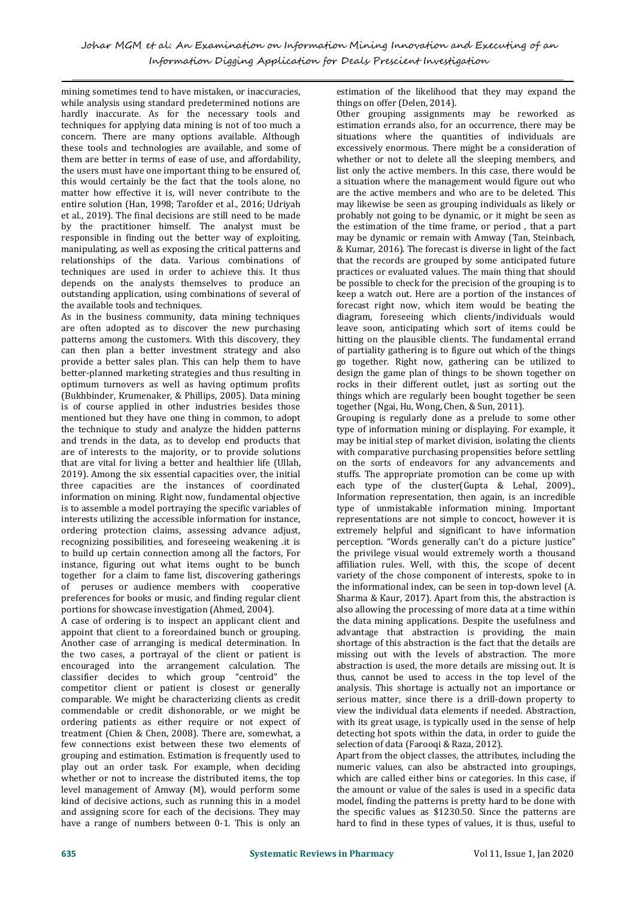mining sometimes tend to have mistaken, or inaccuracies, while analysis using standard predetermined notions are hardly inaccurate. As for the necessary tools and techniques for applying data mining is not of too much a concern. There are many options available. Although these tools and technologies are available, and some of them are better in terms of ease of use, and affordability, the users must have one important thing to be ensured of, this would certainly be the fact that the tools alone, no matter how effective it is, will never contribute to the entire solution (Han, 1998; Tarofder et al., 2016; Udriyah et al., 2019). The final decisions are still need to be made by the practitioner himself. The analyst must be responsible in finding out the better way of exploiting, manipulating, as well as exposing the critical patterns and relationships of the data. Various combinations of techniques are used in order to achieve this. It thus depends on the analysts themselves to produce an outstanding application, using combinations of several of the available tools and techniques.

As in the business community, data mining techniques are often adopted as to discover the new purchasing patterns among the customers. With this discovery, they can then plan a better investment strategy and also provide a better sales plan. This can help them to have better-planned marketing strategies and thus resulting in optimum turnovers as well as having optimum profits (Bukhbinder, Krumenaker, & Phillips, 2005). Data mining is of course applied in other industries besides those mentioned but they have one thing in common, to adopt the technique to study and analyze the hidden patterns and trends in the data, as to develop end products that are of interests to the majority, or to provide solutions that are vital for living a better and healthier life (Ullah, 2019). Among the six essential capacities over, the initial three capacities are the instances of coordinated information on mining. Right now, fundamental objective is to assemble a model portraying the specific variables of interests utilizing the accessible information for instance, ordering protection claims, assessing advance adjust, recognizing possibilities, and foreseeing weakening .it is to build up certain connection among all the factors, For instance, figuring out what items ought to be bunch together for a claim to fame list, discovering gatherings of peruses or audience members with cooperative preferences for books or music, and finding regular client portions for showcase investigation (Ahmed, 2004).

A case of ordering is to inspect an applicant client and appoint that client to a foreordained bunch or grouping. Another case of arranging is medical determination. In the two cases, a portrayal of the client or patient is encouraged into the arrangement calculation. The classifier decides to which group "centroid" the competitor client or patient is closest or generally comparable. We might be characterizing clients as credit commendable or credit dishonorable, or we might be ordering patients as either require or not expect of treatment (Chien & Chen, 2008). There are, somewhat, a few connections exist between these two elements of grouping and estimation. Estimation is frequently used to play out an order task. For example, when deciding whether or not to increase the distributed items, the top level management of Amway (M), would perform some kind of decisive actions, such as running this in a model and assigning score for each of the decisions. They may have a range of numbers between 0-1. This is only an estimation of the likelihood that they may expand the things on offer (Delen, 2014).

Other grouping assignments may be reworked as estimation errands also, for an occurrence, there may be situations where the quantities of individuals are excessively enormous. There might be a consideration of whether or not to delete all the sleeping members, and list only the active members. In this case, there would be a situation where the management would figure out who are the active members and who are to be deleted. This may likewise be seen as grouping individuals as likely or probably not going to be dynamic, or it might be seen as the estimation of the time frame, or period , that a part may be dynamic or remain with Amway (Tan, Steinbach, & Kumar, 2016). The forecast is diverse in light of the fact that the records are grouped by some anticipated future practices or evaluated values. The main thing that should be possible to check for the precision of the grouping is to keep a watch out. Here are a portion of the instances of forecast right now, which item would be beating the diagram, foreseeing which clients/individuals would leave soon, anticipating which sort of items could be hitting on the plausible clients. The fundamental errand of partiality gathering is to figure out which of the things go together. Right now, gathering can be utilized to design the game plan of things to be shown together on rocks in their different outlet, just as sorting out the things which are regularly been bought together be seen together (Ngai, Hu, Wong, Chen, & Sun, 2011).

Grouping is regularly done as a prelude to some other type of information mining or displaying. For example, it may be initial step of market division, isolating the clients with comparative purchasing propensities before settling on the sorts of endeavors for any advancements and stuffs. The appropriate promotion can be come up with each type of the cluster(Gupta & Lehal, 2009)., Information representation, then again, is an incredible type of unmistakable information mining. Important representations are not simple to concoct, however it is extremely helpful and significant to have information perception. "Words generally can't do a picture justice" the privilege visual would extremely worth a thousand affiliation rules. Well, with this, the scope of decent variety of the chose component of interests, spoke to in the informational index, can be seen in top-down level (A. Sharma & Kaur, 2017). Apart from this, the abstraction is also allowing the processing of more data at a time within the data mining applications. Despite the usefulness and advantage that abstraction is providing, the main shortage of this abstraction is the fact that the details are missing out with the levels of abstraction. The more abstraction is used, the more details are missing out. It is thus, cannot be used to access in the top level of the analysis. This shortage is actually not an importance or serious matter, since there is a drill-down property to view the individual data elements if needed. Abstraction, with its great usage, is typically used in the sense of help detecting hot spots within the data, in order to guide the selection of data (Farooqi & Raza, 2012).

Apart from the object classes, the attributes, including the numeric values, can also be abstracted into groupings, which are called either bins or categories. In this case, if the amount or value of the sales is used in a specific data model, finding the patterns is pretty hard to be done with the specific values as $1230.50. Since the patterns are hard to find in these types of values, it is thus, useful to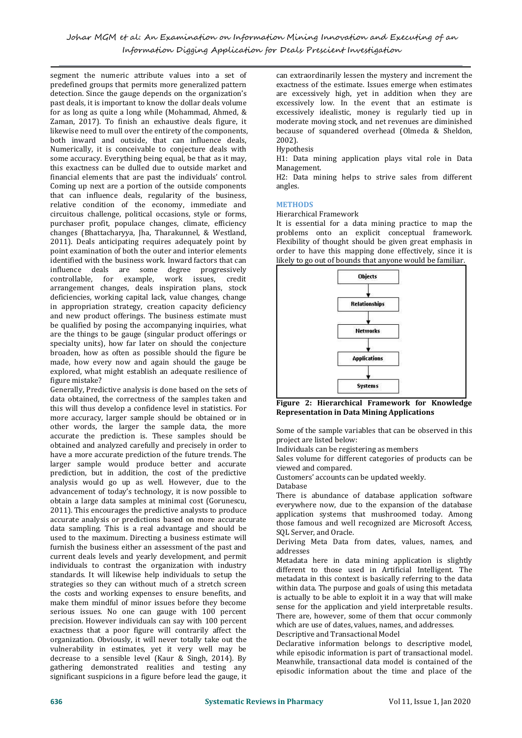segment the numeric attribute values into a set of predefined groups that permits more generalized pattern detection. Since the gauge depends on the organization's past deals, it is important to know the dollar deals volume for as long as quite a long while (Mohammad, Ahmed, & Zaman, 2017). To finish an exhaustive deals figure, it likewise need to mull over the entirety of the components, both inward and outside, that can influence deals, Numerically, it is conceivable to conjecture deals with some accuracy. Everything being equal, be that as it may, this exactness can be dulled due to outside market and financial elements that are past the individuals' control. Coming up next are a portion of the outside components that can influence deals, regularity of the business, relative condition of the economy, immediate and circuitous challenge, political occasions, style or forms, purchaser profit, populace changes, climate, efficiency changes (Bhattacharyya, Jha, Tharakunnel, & Westland, 2011). Deals anticipating requires adequately point by point examination of both the outer and interior elements identified with the business work. Inward factors that can influence deals are some degree progressively controllable, for example, work issues, credit arrangement changes, deals inspiration plans, stock deficiencies, working capital lack, value changes, change in appropriation strategy, creation capacity deficiency and new product offerings. The business estimate must be qualified by posing the accompanying inquiries, what are the things to be gauge (singular product offerings or specialty units), how far later on should the conjecture broaden, how as often as possible should the figure be made, how every now and again should the gauge be explored, what might establish an adequate resilience of figure mistake?

Generally, Predictive analysis is done based on the sets of data obtained, the correctness of the samples taken and this will thus develop a confidence level in statistics. For more accuracy, larger sample should be obtained or in other words, the larger the sample data, the more accurate the prediction is. These samples should be obtained and analyzed carefully and precisely in order to have a more accurate prediction of the future trends. The larger sample would produce better and accurate prediction, but in addition, the cost of the predictive analysis would go up as well. However, due to the advancement of today's technology, it is now possible to obtain a large data samples at minimal cost (Gorunescu, 2011). This encourages the predictive analysts to produce accurate analysis or predictions based on more accurate data sampling. This is a real advantage and should be used to the maximum. Directing a business estimate will furnish the business either an assessment of the past and current deals levels and yearly development, and permit individuals to contrast the organization with industry standards. It will likewise help individuals to setup the strategies so they can without much of a stretch screen the costs and working expenses to ensure benefits, and make them mindful of minor issues before they become serious issues. No one can gauge with 100 percent precision. However individuals can say with 100 percent exactness that a poor figure will contrarily affect the organization. Obviously, it will never totally take out the vulnerability in estimates, yet it very well may be decrease to a sensible level (Kaur & Singh, 2014). By gathering demonstrated realities and testing any significant suspicions in a figure before lead the gauge, it can extraordinarily lessen the mystery and increment the exactness of the estimate. Issues emerge when estimates are excessively high, yet in addition when they are excessively low. In the event that an estimate is excessively idealistic, money is regularly tied up in moderate moving stock, and net revenues are diminished because of squandered overhead (Olmeda & Sheldon, 2002).

Hypothesis

H1: Data mining application plays vital role in Data Management.

H2: Data mining helps to strive sales from different angles.

## METHODS

Hierarchical Framework

It is essential for a data mining practice to map the problems onto an explicit conceptual framework. Flexibility of thought should be given great emphasis in order to have this mapping done effectively, since it is likely to go out of bounds that anyone would be familiar.

Objects → Relationships → Networks → Applications → Systems

**Figure 2: Hierarchical Framework for Knowledge Representation in Data Mining Applications**

Some of the sample variables that can be observed in this project are listed below:

Individuals can be registering as members

Sales volume for different categories of products can be viewed and compared.

Customers' accounts can be updated weekly.

Database

There is abundance of database application software everywhere now, due to the expansion of the database application systems that mushroomed today. Among those famous and well recognized are Microsoft Access, SQL Server, and Oracle.

Deriving Meta Data from dates, values, names, and addresses

Metadata here in data mining application is slightly different to those used in Artificial Intelligent. The metadata in this context is basically referring to the data within data. The purpose and goals of using this metadata is actually to be able to exploit it in a way that will make sense for the application and yield interpretable results. There are, however, some of them that occur commonly which are use of dates, values, names, and addresses.

Descriptive and Transactional Model

Declarative information belongs to descriptive model, while episodic information is part of transactional model. Meanwhile, transactional data model is contained of the episodic information about the time and place of the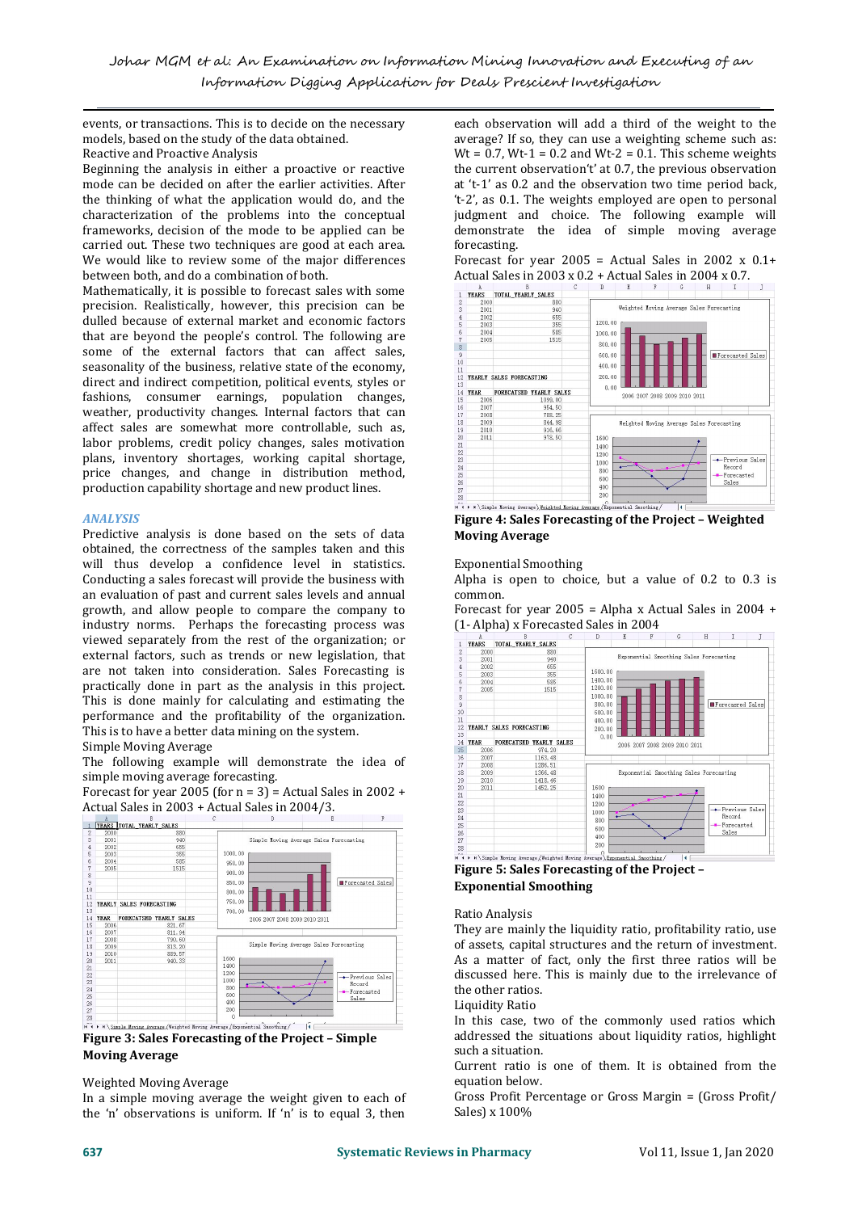events, or transactions. This is to decide on the necessary models, based on the study of the data obtained.

Reactive and Proactive Analysis

Beginning the analysis in either a proactive or reactive mode can be decided on after the earlier activities. After the thinking of what the application would do, and the characterization of the problems into the conceptual frameworks, decision of the mode to be applied can be carried out. These two techniques are good at each area. We would like to review some of the major differences between both, and do a combination of both.

Mathematically, it is possible to forecast sales with some precision. Realistically, however, this precision can be dulled because of external market and economic factors that are beyond the people's control. The following are some of the external factors that can affect sales, seasonality of the business, relative state of the economy, direct and indirect competition, political events, styles or fashions, consumer earnings, population changes, weather, productivity changes. Internal factors that can affect sales are somewhat more controllable, such as, labor problems, credit policy changes, sales motivation plans, inventory shortages, working capital shortage, price changes, and change in distribution method, production capability shortage and new product lines.

## *ANALYSIS*

Predictive analysis is done based on the sets of data obtained, the correctness of the samples taken and this will thus develop a confidence level in statistics. Conducting a sales forecast will provide the business with an evaluation of past and current sales levels and annual growth, and allow people to compare the company to industry norms. Perhaps the forecasting process was viewed separately from the rest of the organization; or external factors, such as trends or new legislation, that are not taken into consideration. Sales Forecasting is practically done in part as the analysis in this project. This is done mainly for calculating and estimating the performance and the profitability of the organization. This is to have a better data mining on the system.

Simple Moving Average

The following example will demonstrate the idea of simple moving average forecasting.

Forecast for year 2005 (for n = 3) = Actual Sales in 2002 + Actual Sales in 2003 + Actual Sales in 2004/3.

| YEARS | TOTAL_YEARLY_SALES |
|---|---|
| 2000 | 880 |
| 2001 | 940 |
| 2002 | 655 |
| 2003 | 355 |
| 2004 | 585 |
| 2005 | 1515 |

YEARLY SALES FORECASTING

| YEAR | FORECASTED YEARLY SALES |
|---|---|
| 2006 | 821.67 |
| 2007 | 811.94 |
| 2008 | 790.60 |
| 2009 | 813.20 |
| 2010 | 889.57 |
| 2011 | 940.33 |

**Figure 3: Sales Forecasting of the Project – Simple Moving Average**

Weighted Moving Average

In a simple moving average the weight given to each of the 'n' observations is uniform. If 'n' is to equal 3, then each observation will add a third of the weight to the average? If so, they can use a weighting scheme such as: Wt = 0.7, Wt-1 = 0.2 and Wt-2 = 0.1. This scheme weights the current observation't' at 0.7, the previous observation at 't-1' as 0.2 and the observation two time period back, 't-2', as 0.1. The weights employed are open to personal judgment and choice. The following example will demonstrate the idea of simple moving average forecasting.

Forecast for year 2005 = Actual Sales in 2002 x 0.1+ Actual Sales in 2003 x 0.2 + Actual Sales in 2004 x 0.7.

| YEARS | TOTAL_YEARLY_SALES |
|---|---|
| 2000 | 880 |
| 2001 | 940 |
| 2002 | 655 |
| 2003 | 355 |
| 2004 | 585 |
| 2005 | 1515 |

YEARLY SALES FORECASTING

| YEAR | FORECASTED YEARLY SALES |
|---|---|
| 2006 | 1099.00 |
| 2007 | 964.50 |
| 2008 | 785.35 |
| 2009 | 844.98 |
| 2010 | 916.66 |
| 2011 | 978.50 |

**Figure 4: Sales Forecasting of the Project – Weighted Moving Average**

Exponential Smoothing

Alpha is open to choice, but a value of 0.2 to 0.3 is common.

Forecast for year 2005 = Alpha x Actual Sales in 2004 + (1- Alpha) x Forecasted Sales in 2004

| YEARS | TOTAL_YEARLY_SALES |
|---|---|
| 2000 | 880 |
| 2001 | 940 |
| 2002 | 655 |
| 2003 | 355 |
| 2004 | 585 |
| 2005 | 1515 |

YEARLY SALES FORECASTING

| YEAR | FORECASTED YEARLY SALES |
|---|---|
| 2006 | 974.20 |
| 2007 | 1163.48 |
| 2008 | 1286.51 |
| 2009 | 1366.48 |
| 2010 | 1418.46 |
| 2011 | 1452.25 |

**Figure 5: Sales Forecasting of the Project – Exponential Smoothing**

Ratio Analysis

They are mainly the liquidity ratio, profitability ratio, use of assets, capital structures and the return of investment. As a matter of fact, only the first three ratios will be discussed here. This is mainly due to the irrelevance of the other ratios.

Liquidity Ratio

In this case, two of the commonly used ratios which addressed the situations about liquidity ratios, highlight such a situation.

Current ratio is one of them. It is obtained from the equation below.

Gross Profit Percentage or Gross Margin = (Gross Profit/ Sales) x 100%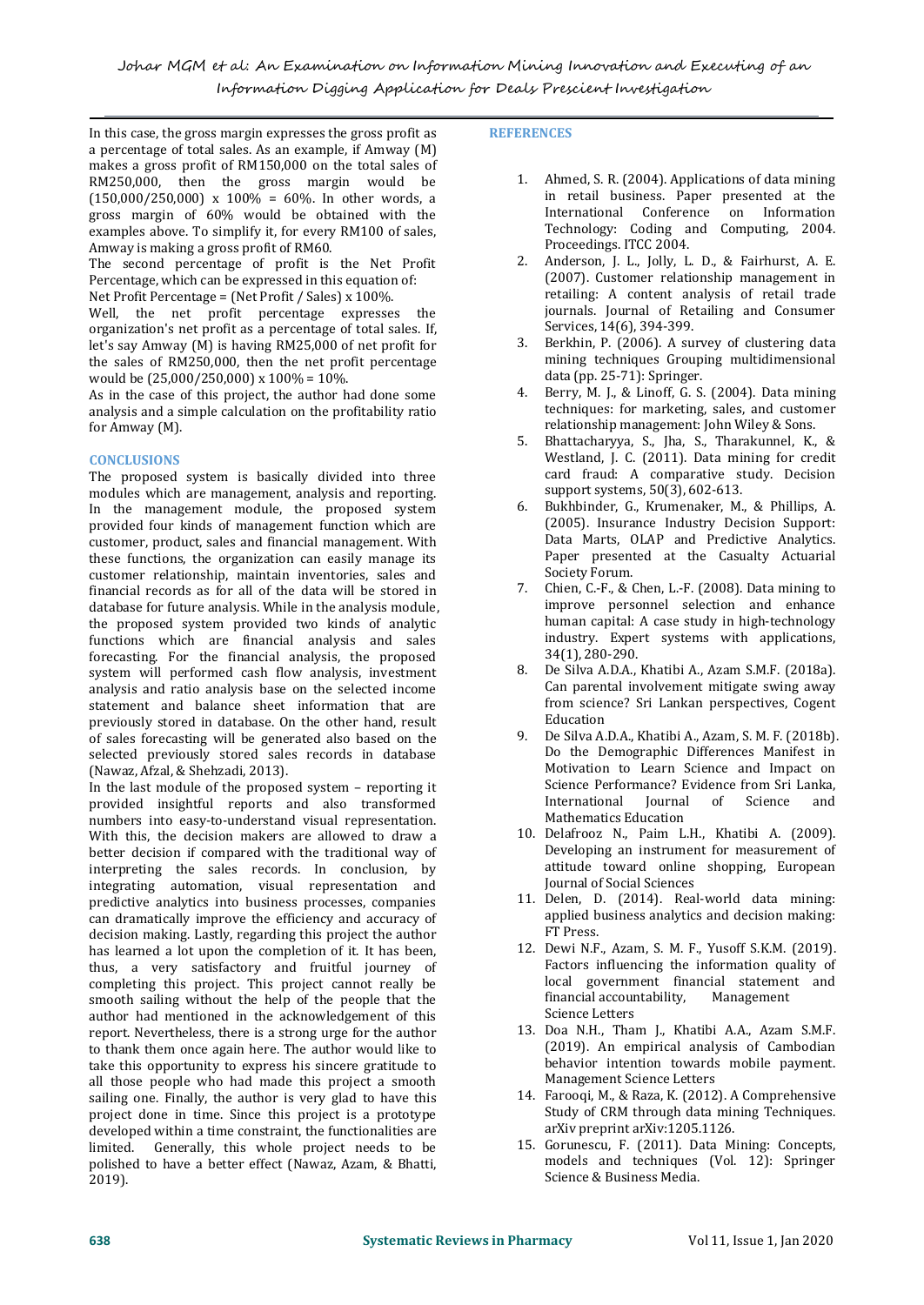In this case, the gross margin expresses the gross profit as a percentage of total sales. As an example, if Amway (M) makes a gross profit of RM150,000 on the total sales of RM250,000, then the gross margin would be (150,000/250,000) x 100% = 60%. In other words, a gross margin of 60% would be obtained with the examples above. To simplify it, for every RM100 of sales, Amway is making a gross profit of RM60.

The second percentage of profit is the Net Profit Percentage, which can be expressed in this equation of:

Net Profit Percentage = (Net Profit / Sales) x 100%.

Well, the net profit percentage expresses the organization's net profit as a percentage of total sales. If, let's say Amway (M) is having RM25,000 of net profit for the sales of RM250,000, then the net profit percentage would be (25,000/250,000) x 100% = 10%.

As in the case of this project, the author had done some analysis and a simple calculation on the profitability ratio for Amway (M).

## CONCLUSIONS

The proposed system is basically divided into three modules which are management, analysis and reporting. In the management module, the proposed system provided four kinds of management function which are customer, product, sales and financial management. With these functions, the organization can easily manage its customer relationship, maintain inventories, sales and financial records as for all of the data will be stored in database for future analysis. While in the analysis module, the proposed system provided two kinds of analytic functions which are financial analysis and sales forecasting. For the financial analysis, the proposed system will performed cash flow analysis, investment analysis and ratio analysis base on the selected income statement and balance sheet information that are previously stored in database. On the other hand, result of sales forecasting will be generated also based on the selected previously stored sales records in database (Nawaz, Afzal, & Shehzadi, 2013).

In the last module of the proposed system – reporting it provided insightful reports and also transformed numbers into easy-to-understand visual representation. With this, the decision makers are allowed to draw a better decision if compared with the traditional way of interpreting the sales records. In conclusion, by integrating automation, visual representation and predictive analytics into business processes, companies can dramatically improve the efficiency and accuracy of decision making. Lastly, regarding this project the author has learned a lot upon the completion of it. It has been, thus, a very satisfactory and fruitful journey of completing this project. This project cannot really be smooth sailing without the help of the people that the author had mentioned in the acknowledgement of this report. Nevertheless, there is a strong urge for the author to thank them once again here. The author would like to take this opportunity to express his sincere gratitude to all those people who had made this project a smooth sailing one. Finally, the author is very glad to have this project done in time. Since this project is a prototype developed within a time constraint, the functionalities are limited. Generally, this whole project needs to be polished to have a better effect (Nawaz, Azam, & Bhatti, 2019).

## REFERENCES

1. Ahmed, S. R. (2004). Applications of data mining in retail business. Paper presented at the International Conference on Information Technology: Coding and Computing, 2004. Proceedings. ITCC 2004.
2. Anderson, J. L., Jolly, L. D., & Fairhurst, A. E. (2007). Customer relationship management in retailing: A content analysis of retail trade journals. Journal of Retailing and Consumer Services, 14(6), 394-399.
3. Berkhin, P. (2006). A survey of clustering data mining techniques Grouping multidimensional data (pp. 25-71): Springer.
4. Berry, M. J., & Linoff, G. S. (2004). Data mining techniques: for marketing, sales, and customer relationship management: John Wiley & Sons.
5. Bhattacharyya, S., Jha, S., Tharakunnel, K., & Westland, J. C. (2011). Data mining for credit card fraud: A comparative study. Decision support systems, 50(3), 602-613.
6. Bukhbinder, G., Krumenaker, M., & Phillips, A. (2005). Insurance Industry Decision Support: Data Marts, OLAP and Predictive Analytics. Paper presented at the Casualty Actuarial Society Forum.
7. Chien, C.-F., & Chen, L.-F. (2008). Data mining to improve personnel selection and enhance human capital: A case study in high-technology industry. Expert systems with applications, 34(1), 280-290.
8. De Silva A.D.A., Khatibi A., Azam S.M.F. (2018a). Can parental involvement mitigate swing away from science? Sri Lankan perspectives, Cogent Education
9. De Silva A.D.A., Khatibi A., Azam, S. M. F. (2018b). Do the Demographic Differences Manifest in Motivation to Learn Science and Impact on Science Performance? Evidence from Sri Lanka, International Journal of Science and Mathematics Education
10. Delafrooz N., Paim L.H., Khatibi A. (2009). Developing an instrument for measurement of attitude toward online shopping, European Journal of Social Sciences
11. Delen, D. (2014). Real-world data mining: applied business analytics and decision making: FT Press.
12. Dewi N.F., Azam, S. M. F., Yusoff S.K.M. (2019). Factors influencing the information quality of local government financial statement and financial accountability, Management Science Letters
13. Doa N.H., Tham J., Khatibi A.A., Azam S.M.F. (2019). An empirical analysis of Cambodian behavior intention towards mobile payment. Management Science Letters
14. Farooqi, M., & Raza, K. (2012). A Comprehensive Study of CRM through data mining Techniques. arXiv preprint arXiv:1205.1126.
15. Gorunescu, F. (2011). Data Mining: Concepts, models and techniques (Vol. 12): Springer Science & Business Media.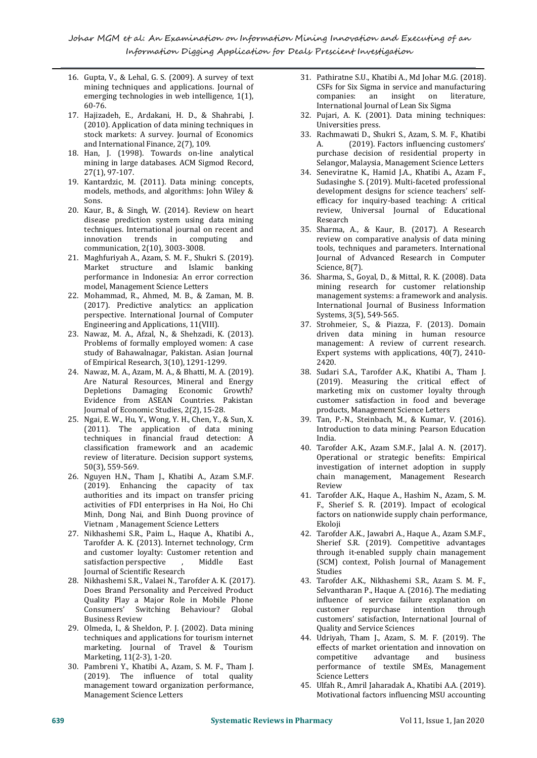16. Gupta, V., & Lehal, G. S. (2009). A survey of text mining techniques and applications. Journal of emerging technologies in web intelligence, 1(1), 60-76.
17. Hajizadeh, E., Ardakani, H. D., & Shahrabi, J. (2010). Application of data mining techniques in stock markets: A survey. Journal of Economics and International Finance, 2(7), 109.
18. Han, J. (1998). Towards on-line analytical mining in large databases. ACM Sigmod Record, 27(1), 97-107.
19. Kantardzic, M. (2011). Data mining: concepts, models, methods, and algorithms: John Wiley & Sons.
20. Kaur, B., & Singh, W. (2014). Review on heart disease prediction system using data mining techniques. International journal on recent and innovation trends in computing and communication, 2(10), 3003-3008.
21. Maghfuriyah A., Azam, S. M. F., Shukri S. (2019). Market structure and Islamic banking performance in Indonesia: An error correction model, Management Science Letters
22. Mohammad, R., Ahmed, M. B., & Zaman, M. B. (2017). Predictive analytics: an application perspective. International Journal of Computer Engineering and Applications, 11(VIII).
23. Nawaz, M. A., Afzal, N., & Shehzadi, K. (2013). Problems of formally employed women: A case study of Bahawalnagar, Pakistan. Asian Journal of Empirical Research, 3(10), 1291-1299.
24. Nawaz, M. A., Azam, M. A., & Bhatti, M. A. (2019). Are Natural Resources, Mineral and Energy Depletions Damaging Economic Growth? Evidence from ASEAN Countries. Pakistan Journal of Economic Studies, 2(2), 15-28.
25. Ngai, E. W., Hu, Y., Wong, Y. H., Chen, Y., & Sun, X. (2011). The application of data mining techniques in financial fraud detection: A classification framework and an academic review of literature. Decision support systems, 50(3), 559-569.
26. Nguyen H.N., Tham J., Khatibi A., Azam S.M.F. (2019). Enhancing the capacity of tax authorities and its impact on transfer pricing activities of FDI enterprises in Ha Noi, Ho Chi Minh, Dong Nai, and Binh Duong province of Vietnam , Management Science Letters
27. Nikhashemi S.R., Paim L., Haque A., Khatibi A., Tarofder A. K. (2013). Internet technology, Crm and customer loyalty: Customer retention and satisfaction perspective , Middle East Journal of Scientific Research
28. Nikhashemi S.R., Valaei N., Tarofder A. K. (2017). Does Brand Personality and Perceived Product Quality Play a Major Role in Mobile Phone Consumers' Switching Behaviour? Global Business Review
29. Olmeda, I., & Sheldon, P. J. (2002). Data mining techniques and applications for tourism internet marketing. Journal of Travel & Tourism Marketing, 11(2-3), 1-20.
30. Pambreni Y., Khatibi A., Azam, S. M. F., Tham J. (2019). The influence of total quality management toward organization performance, Management Science Letters
31. Pathiratne S.U., Khatibi A., Md Johar M.G. (2018). CSFs for Six Sigma in service and manufacturing companies: an insight on literature, International Journal of Lean Six Sigma
32. Pujari, A. K. (2001). Data mining techniques: Universities press.
33. Rachmawati D., Shukri S., Azam, S. M. F., Khatibi A. (2019). Factors influencing customers' purchase decision of residential property in Selangor, Malaysia, Management Science Letters
34. Seneviratne K., Hamid J.A., Khatibi A., Azam F., Sudasinghe S. (2019). Multi-faceted professional development designs for science teachers' self-efficacy for inquiry-based teaching: A critical review, Universal Journal of Educational Research
35. Sharma, A., & Kaur, B. (2017). A Research review on comparative analysis of data mining tools, techniques and parameters. International Journal of Advanced Research in Computer Science, 8(7).
36. Sharma, S., Goyal, D., & Mittal, R. K. (2008). Data mining research for customer relationship management systems: a framework and analysis. International Journal of Business Information Systems, 3(5), 549-565.
37. Strohmeier, S., & Piazza, F. (2013). Domain driven data mining in human resource management: A review of current research. Expert systems with applications, 40(7), 2410-2420.
38. Sudari S.A., Tarofder A.K., Khatibi A., Tham J. (2019). Measuring the critical effect of marketing mix on customer loyalty through customer satisfaction in food and beverage products, Management Science Letters
39. Tan, P.-N., Steinbach, M., & Kumar, V. (2016). Introduction to data mining: Pearson Education India.
40. Tarofder A.K., Azam S.M.F., Jalal A. N. (2017). Operational or strategic benefits: Empirical investigation of internet adoption in supply chain management, Management Research Review
41. Tarofder A.K., Haque A., Hashim N., Azam, S. M. F., Sherief S. R. (2019). Impact of ecological factors on nationwide supply chain performance, Ekoloji
42. Tarofder A.K., Jawabri A., Haque A., Azam S.M.F., Sherief S.R. (2019). Competitive advantages through it-enabled supply chain management (SCM) context, Polish Journal of Management Studies
43. Tarofder A.K., Nikhashemi S.R., Azam S. M. F., Selvantharan P., Haque A. (2016). The mediating influence of service failure explanation on customer repurchase intention through customers' satisfaction, International Journal of Quality and Service Sciences
44. Udriyah, Tham J., Azam, S. M. F. (2019). The effects of market orientation and innovation on competitive advantage and business performance of textile SMEs, Management Science Letters
45. Ulfah R., Amril Jaharadak A., Khatibi A.A. (2019). Motivational factors influencing MSU accounting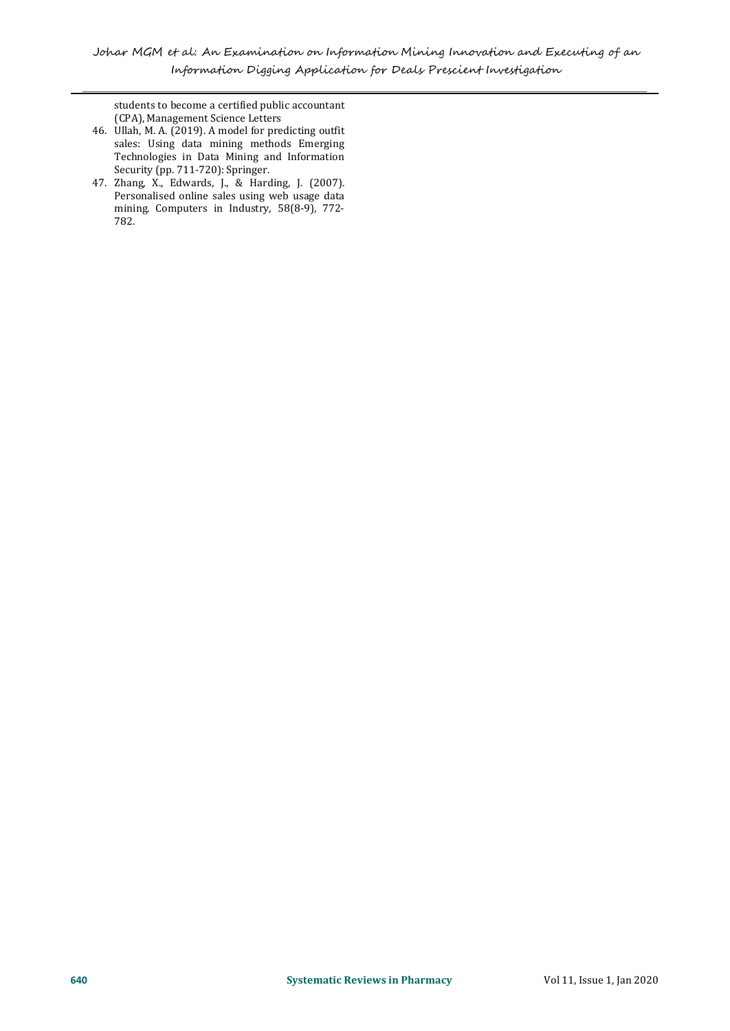students to become a certified public accountant (CPA), Management Science Letters

46. Ullah, M. A. (2019). A model for predicting outfit sales: Using data mining methods Emerging Technologies in Data Mining and Information Security (pp. 711-720): Springer.
47. Zhang, X., Edwards, J., & Harding, J. (2007). Personalised online sales using web usage data mining. Computers in Industry, 58(8-9), 772-782.